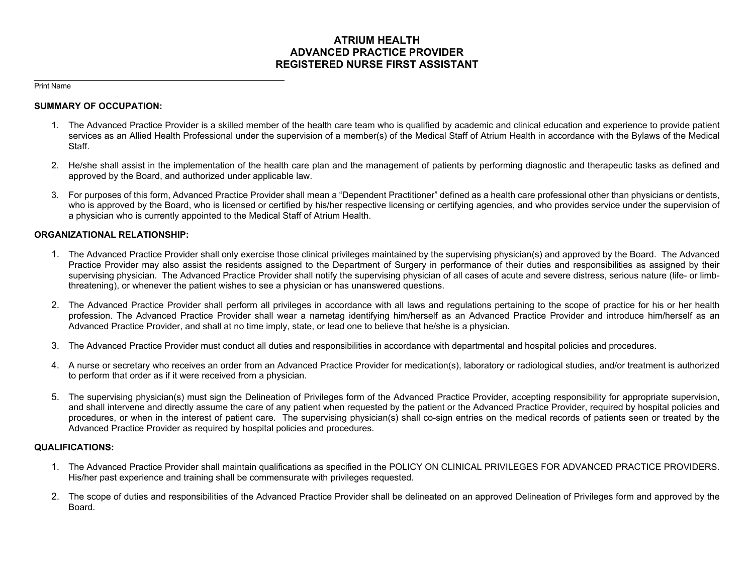# ATRIUM HEALTH
# ADVANCED PRACTICE PROVIDER
# REGISTERED NURSE FIRST ASSISTANT

______________________________________________
Print Name

**SUMMARY OF OCCUPATION:**

1. The Advanced Practice Provider is a skilled member of the health care team who is qualified by academic and clinical education and experience to provide patient services as an Allied Health Professional under the supervision of a member(s) of the Medical Staff of Atrium Health in accordance with the Bylaws of the Medical Staff.

2. He/she shall assist in the implementation of the health care plan and the management of patients by performing diagnostic and therapeutic tasks as defined and approved by the Board, and authorized under applicable law.

3. For purposes of this form, Advanced Practice Provider shall mean a "Dependent Practitioner" defined as a health care professional other than physicians or dentists, who is approved by the Board, who is licensed or certified by his/her respective licensing or certifying agencies, and who provides service under the supervision of a physician who is currently appointed to the Medical Staff of Atrium Health.

**ORGANIZATIONAL RELATIONSHIP:**

1. The Advanced Practice Provider shall only exercise those clinical privileges maintained by the supervising physician(s) and approved by the Board. The Advanced Practice Provider may also assist the residents assigned to the Department of Surgery in performance of their duties and responsibilities as assigned by their supervising physician. The Advanced Practice Provider shall notify the supervising physician of all cases of acute and severe distress, serious nature (life- or limb-threatening), or whenever the patient wishes to see a physician or has unanswered questions.

2. The Advanced Practice Provider shall perform all privileges in accordance with all laws and regulations pertaining to the scope of practice for his or her health profession. The Advanced Practice Provider shall wear a nametag identifying him/herself as an Advanced Practice Provider and introduce him/herself as an Advanced Practice Provider, and shall at no time imply, state, or lead one to believe that he/she is a physician.

3. The Advanced Practice Provider must conduct all duties and responsibilities in accordance with departmental and hospital policies and procedures.

4. A nurse or secretary who receives an order from an Advanced Practice Provider for medication(s), laboratory or radiological studies, and/or treatment is authorized to perform that order as if it were received from a physician.

5. The supervising physician(s) must sign the Delineation of Privileges form of the Advanced Practice Provider, accepting responsibility for appropriate supervision, and shall intervene and directly assume the care of any patient when requested by the patient or the Advanced Practice Provider, required by hospital policies and procedures, or when in the interest of patient care. The supervising physician(s) shall co-sign entries on the medical records of patients seen or treated by the Advanced Practice Provider as required by hospital policies and procedures.

**QUALIFICATIONS:**

1. The Advanced Practice Provider shall maintain qualifications as specified in the POLICY ON CLINICAL PRIVILEGES FOR ADVANCED PRACTICE PROVIDERS. His/her past experience and training shall be commensurate with privileges requested.

2. The scope of duties and responsibilities of the Advanced Practice Provider shall be delineated on an approved Delineation of Privileges form and approved by the Board.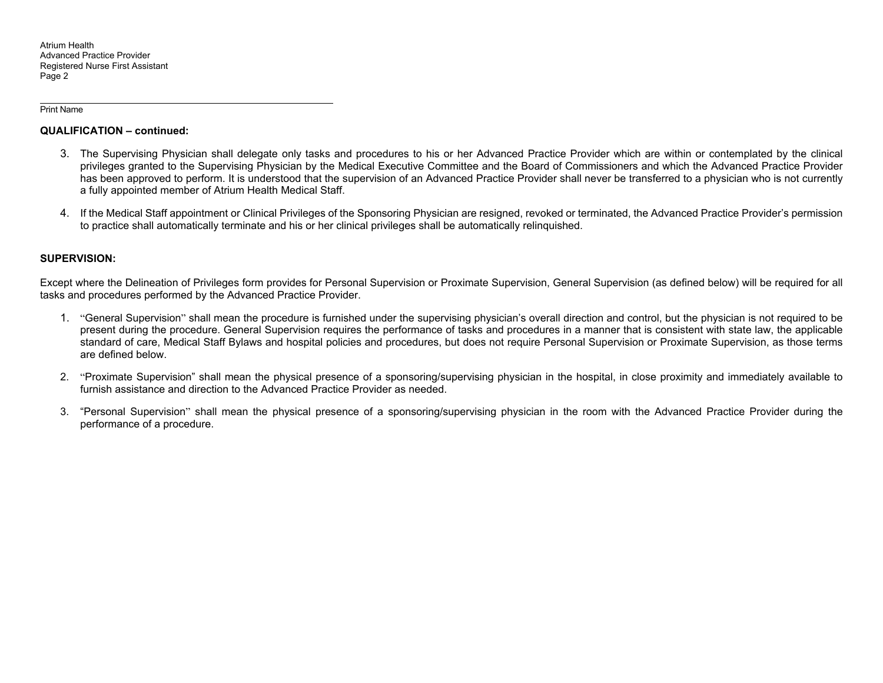Print Name

**QUALIFICATION – continued:**

3. The Supervising Physician shall delegate only tasks and procedures to his or her Advanced Practice Provider which are within or contemplated by the clinical privileges granted to the Supervising Physician by the Medical Executive Committee and the Board of Commissioners and which the Advanced Practice Provider has been approved to perform. It is understood that the supervision of an Advanced Practice Provider shall never be transferred to a physician who is not currently a fully appointed member of Atrium Health Medical Staff.

4. If the Medical Staff appointment or Clinical Privileges of the Sponsoring Physician are resigned, revoked or terminated, the Advanced Practice Provider's permission to practice shall automatically terminate and his or her clinical privileges shall be automatically relinquished.

**SUPERVISION:**

Except where the Delineation of Privileges form provides for Personal Supervision or Proximate Supervision, General Supervision (as defined below) will be required for all tasks and procedures performed by the Advanced Practice Provider.

1. "General Supervision" shall mean the procedure is furnished under the supervising physician's overall direction and control, but the physician is not required to be present during the procedure. General Supervision requires the performance of tasks and procedures in a manner that is consistent with state law, the applicable standard of care, Medical Staff Bylaws and hospital policies and procedures, but does not require Personal Supervision or Proximate Supervision, as those terms are defined below.

2. "Proximate Supervision" shall mean the physical presence of a sponsoring/supervising physician in the hospital, in close proximity and immediately available to furnish assistance and direction to the Advanced Practice Provider as needed.

3. "Personal Supervision" shall mean the physical presence of a sponsoring/supervising physician in the room with the Advanced Practice Provider during the performance of a procedure.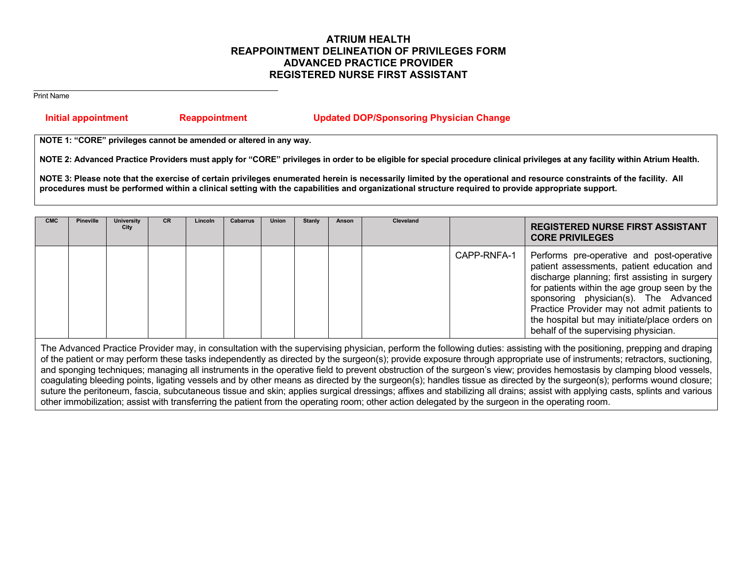# ATRIUM HEALTH
# REAPPOINTMENT DELINEATION OF PRIVILEGES FORM
# ADVANCED PRACTICE PROVIDER
# REGISTERED NURSE FIRST ASSISTANT

Print Name

**Initial appointment** **Reappointment** **Updated DOP/Sponsoring Physician Change**

**NOTE 1: "CORE" privileges cannot be amended or altered in any way.**

**NOTE 2: Advanced Practice Providers must apply for "CORE" privileges in order to be eligible for special procedure clinical privileges at any facility within Atrium Health.**

**NOTE 3: Please note that the exercise of certain privileges enumerated herein is necessarily limited by the operational and resource constraints of the facility. All procedures must be performed within a clinical setting with the capabilities and organizational structure required to provide appropriate support.**

| CMC | Pineville | University City | CR | Lincoln | Cabarrus | Union | Stanly | Anson | Cleveland | | **REGISTERED NURSE FIRST ASSISTANT CORE PRIVILEGES** |
|---|---|---|---|---|---|---|---|---|---|---|---|
| | | | | | | | | | | CAPP-RNFA-1 | Performs pre-operative and post-operative patient assessments, patient education and discharge planning; first assisting in surgery for patients within the age group seen by the sponsoring physician(s). The Advanced Practice Provider may not admit patients to the hospital but may initiate/place orders on behalf of the supervising physician. |

The Advanced Practice Provider may, in consultation with the supervising physician, perform the following duties: assisting with the positioning, prepping and draping of the patient or may perform these tasks independently as directed by the surgeon(s); provide exposure through appropriate use of instruments; retractors, suctioning, and sponging techniques; managing all instruments in the operative field to prevent obstruction of the surgeon's view; provides hemostasis by clamping blood vessels, coagulating bleeding points, ligating vessels and by other means as directed by the surgeon(s); handles tissue as directed by the surgeon(s); performs wound closure; suture the peritoneum, fascia, subcutaneous tissue and skin; applies surgical dressings; affixes and stabilizing all drains; assist with applying casts, splints and various other immobilization; assist with transferring the patient from the operating room; other action delegated by the surgeon in the operating room.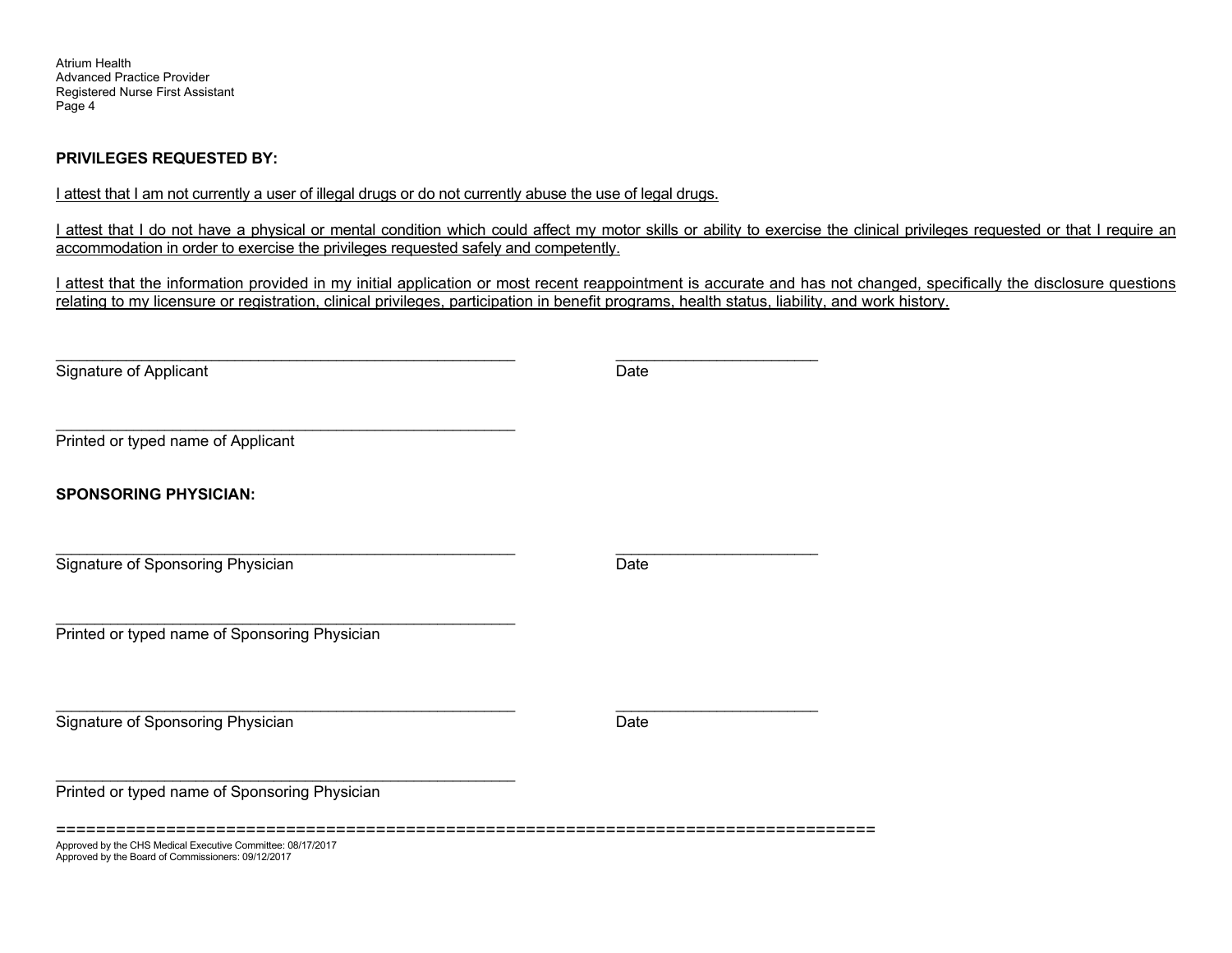**PRIVILEGES REQUESTED BY:**

I attest that I am not currently a user of illegal drugs or do not currently abuse the use of legal drugs.

I attest that I do not have a physical or mental condition which could affect my motor skills or ability to exercise the clinical privileges requested or that I require an accommodation in order to exercise the privileges requested safely and competently.

I attest that the information provided in my initial application or most recent reappointment is accurate and has not changed, specifically the disclosure questions relating to my licensure or registration, clinical privileges, participation in benefit programs, health status, liability, and work history.

_______________________________________________________ _______________________

Signature of Applicant Date

_______________________________________________________

Printed or typed name of Applicant

**SPONSORING PHYSICIAN:**

_______________________________________________________ _______________________

Signature of Sponsoring Physician Date

_______________________________________________________

Printed or typed name of Sponsoring Physician

_______________________________________________________ _______________________

Signature of Sponsoring Physician Date

_______________________________________________________

Printed or typed name of Sponsoring Physician

================================================================================

Approved by the CHS Medical Executive Committee: 08/17/2017

Approved by the Board of Commissioners: 09/12/2017